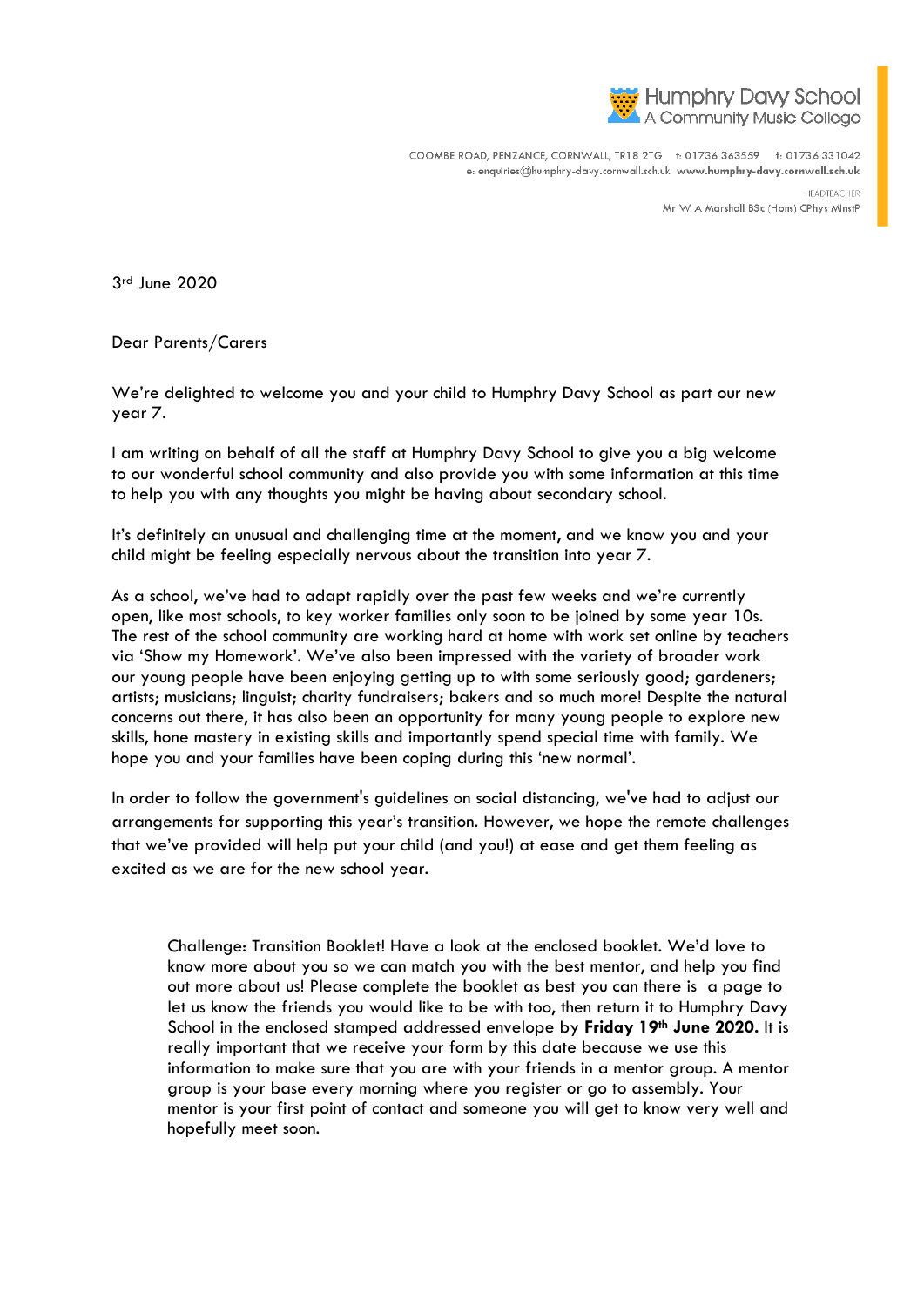Humphry Davy School
A Community Music College

COOMBE ROAD, PENZANCE, CORNWALL, TR18 2TG t: 01736 363559 f: 01736 331042
e: enquiries@humphry-davy.cornwall.sch.uk **www.humphry-davy.cornwall.sch.uk**

HEADTEACHER
Mr W A Marshall BSc (Hons) CPhys MInstP

3rd June 2020

Dear Parents/Carers

We're delighted to welcome you and your child to Humphry Davy School as part our new year 7.

I am writing on behalf of all the staff at Humphry Davy School to give you a big welcome to our wonderful school community and also provide you with some information at this time to help you with any thoughts you might be having about secondary school.

It's definitely an unusual and challenging time at the moment, and we know you and your child might be feeling especially nervous about the transition into year 7.

As a school, we've had to adapt rapidly over the past few weeks and we're currently open, like most schools, to key worker families only soon to be joined by some year 10s. The rest of the school community are working hard at home with work set online by teachers via 'Show my Homework'. We've also been impressed with the variety of broader work our young people have been enjoying getting up to with some seriously good; gardeners; artists; musicians; linguist; charity fundraisers; bakers and so much more! Despite the natural concerns out there, it has also been an opportunity for many young people to explore new skills, hone mastery in existing skills and importantly spend special time with family. We hope you and your families have been coping during this 'new normal'.

In order to follow the government's guidelines on social distancing, we've had to adjust our arrangements for supporting this year's transition. However, we hope the remote challenges that we've provided will help put your child (and you!) at ease and get them feeling as excited as we are for the new school year.

> Challenge: Transition Booklet! Have a look at the enclosed booklet. We'd love to know more about you so we can match you with the best mentor, and help you find out more about us! Please complete the booklet as best you can there is a page to let us know the friends you would like to be with too, then return it to Humphry Davy School in the enclosed stamped addressed envelope by **Friday 19th June 2020.** It is really important that we receive your form by this date because we use this information to make sure that you are with your friends in a mentor group. A mentor group is your base every morning where you register or go to assembly. Your mentor is your first point of contact and someone you will get to know very well and hopefully meet soon.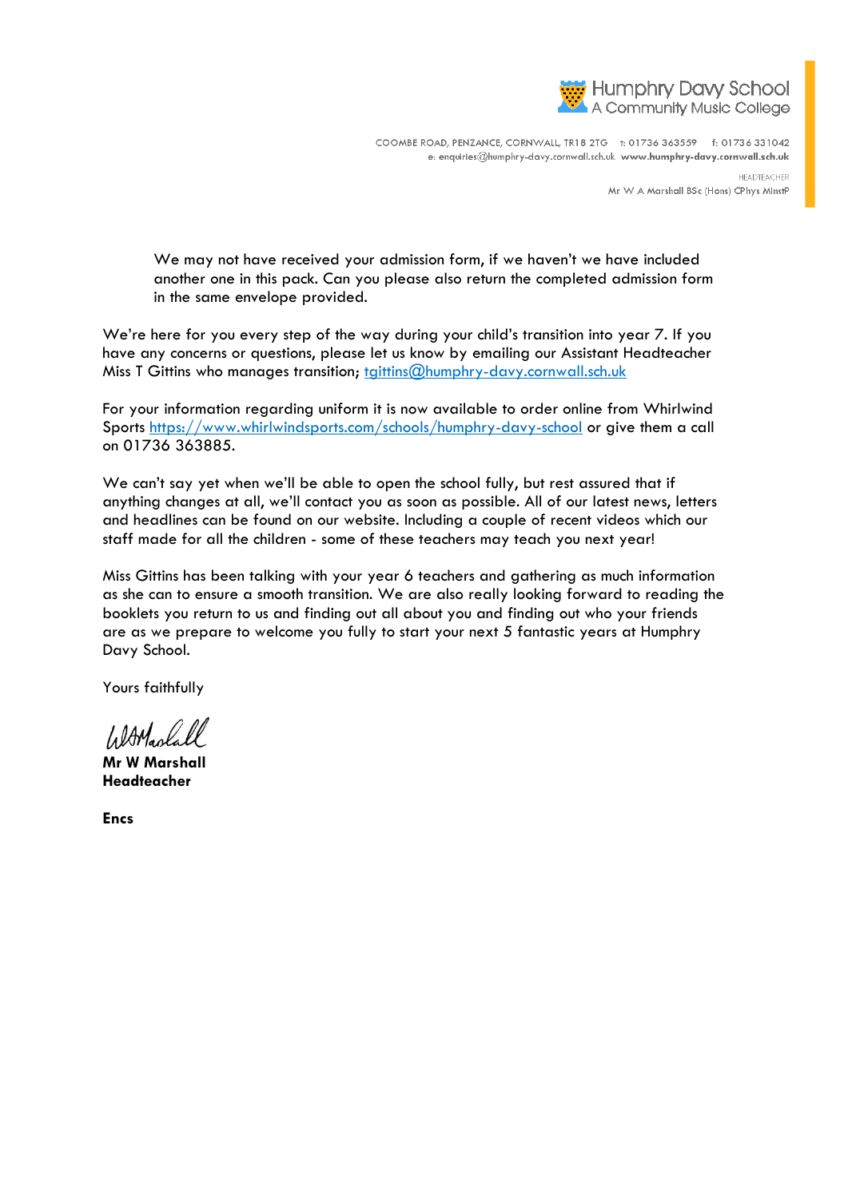Humphry Davy School
A Community Music College

COOMBE ROAD, PENZANCE, CORNWALL, TR18 2TG t: 01736 363559 f: 01736 331042
e: enquiries@humphry-davy.cornwall.sch.uk www.humphry-davy.cornwall.sch.uk

HEADTEACHER
Mr W A Marshall BSc (Hons) CPhys MInstP

> We may not have received your admission form, if we haven't we have included another one in this pack. Can you please also return the completed admission form in the same envelope provided.

We're here for you every step of the way during your child's transition into year 7. If you have any concerns or questions, please let us know by emailing our Assistant Headteacher Miss T Gittins who manages transition; tgittins@humphry-davy.cornwall.sch.uk

For your information regarding uniform it is now available to order online from Whirlwind Sports https://www.whirlwindsports.com/schools/humphry-davy-school or give them a call on 01736 363885.

We can't say yet when we'll be able to open the school fully, but rest assured that if anything changes at all, we'll contact you as soon as possible. All of our latest news, letters and headlines can be found on our website. Including a couple of recent videos which our staff made for all the children - some of these teachers may teach you next year!

Miss Gittins has been talking with your year 6 teachers and gathering as much information as she can to ensure a smooth transition. We are also really looking forward to reading the booklets you return to us and finding out all about you and finding out who your friends are as we prepare to welcome you fully to start your next 5 fantastic years at Humphry Davy School.

Yours faithfully

**Mr W Marshall**
**Headteacher**

**Encs**